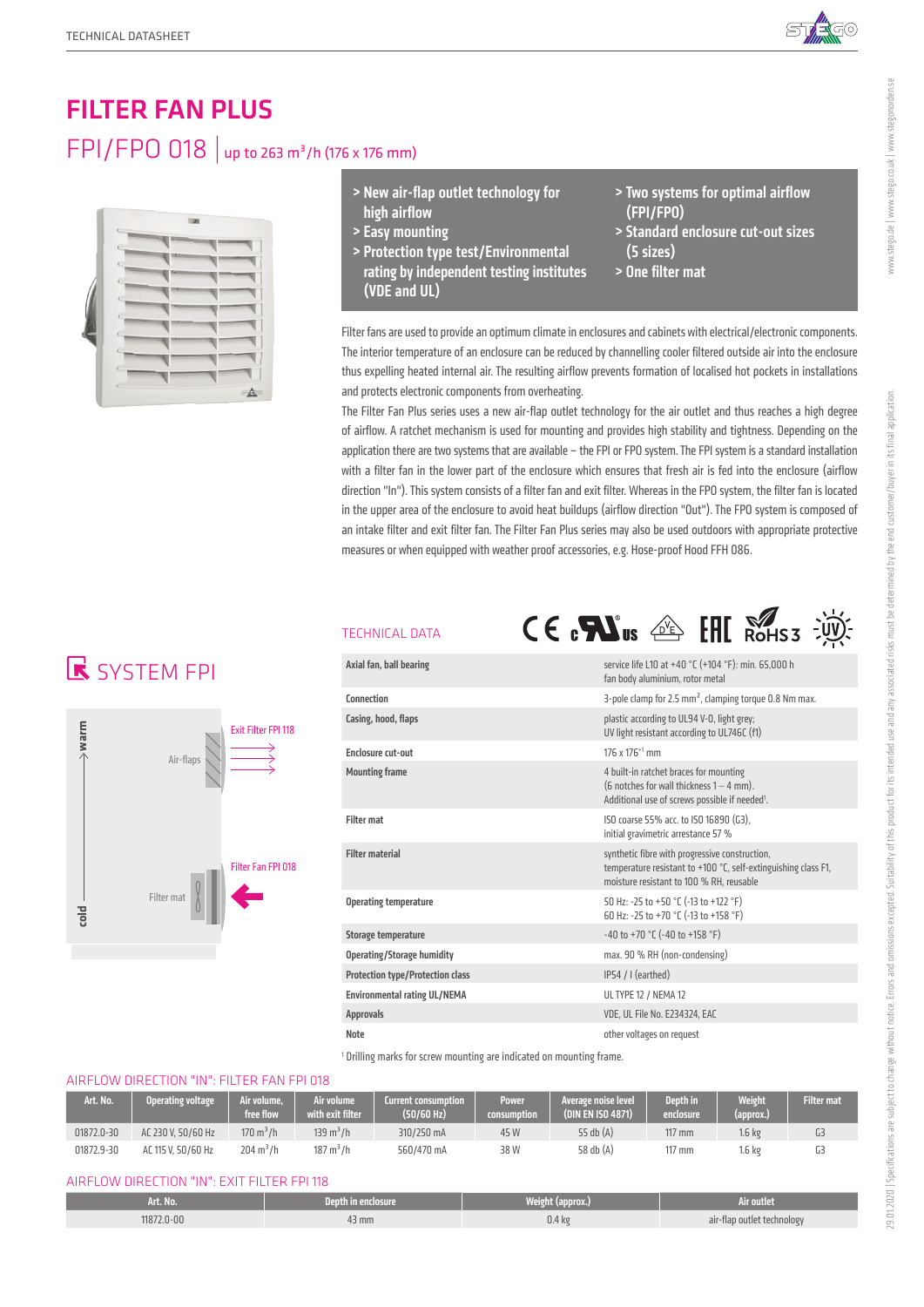# FILTER FAN PLUS

## FPI/FPO 018 | up to 263 m³/h (176 x 176 mm)

- > New air-flap outlet technology for high airflow
- > Easy mounting
- > Protection type test/Environmental rating by independent testing institutes (VDE and UL)
- > Two systems for optimal airflow (FPI/FPO)
- > Standard enclosure cut-out sizes (5 sizes)
- > One filter mat

Filter fans are used to provide an optimum climate in enclosures and cabinets with electrical/electronic components. The interior temperature of an enclosure can be reduced by channelling cooler filtered outside air into the enclosure thus expelling heated internal air. The resulting airflow prevents formation of localised hot pockets in installations and protects electronic components from overheating.

The Filter Fan Plus series uses a new air-flap outlet technology for the air outlet and thus reaches a high degree of airflow. A ratchet mechanism is used for mounting and provides high stability and tightness. Depending on the application there are two systems that are available – the FPI or FPO system. The FPI system is a standard installation with a filter fan in the lower part of the enclosure which ensures that fresh air is fed into the enclosure (airflow direction "In"). This system consists of a filter fan and exit filter. Whereas in the FPO system, the filter fan is located in the upper area of the enclosure to avoid heat buildups (airflow direction "Out"). The FPO system is composed of an intake filter and exit filter fan. The Filter Fan Plus series may also be used outdoors with appropriate protective measures or when equipped with weather proof accessories, e.g. Hose-proof Hood FFH 086.

## SYSTEM FPI

warm · Air-flaps · Exit Filter FPI 118 · Filter Fan FPI 018 · Filter mat · cold

## TECHNICAL DATA

| | |
|---|---|
| Axial fan, ball bearing | service life L10 at +40 °C (+104 °F): min. 65,000 h<br>fan body aluminium, rotor metal |
| Connection | 3-pole clamp for 2.5 mm², clamping torque 0.8 Nm max. |
| Casing, hood, flaps | plastic according to UL94 V-0, light grey;<br>UV light resistant according to UL746C (f1) |
| Enclosure cut-out | 176 x 176⁺¹ mm |
| Mounting frame | 4 built-in ratchet braces for mounting<br>(6 notches for wall thickness 1 – 4 mm).<br>Additional use of screws possible if needed[1]. |
| Filter mat | ISO coarse 55% acc. to ISO 16890 (G3),<br>initial gravimetric arrestance 57 % |
| Filter material | synthetic fibre with progressive construction,<br>temperature resistant to +100 °C, self-extinguishing class F1,<br>moisture resistant to 100 % RH, reusable |
| Operating temperature | 50 Hz: -25 to +50 °C (-13 to +122 °F)<br>60 Hz: -25 to +70 °C (-13 to +158 °F) |
| Storage temperature | -40 to +70 °C (-40 to +158 °F) |
| Operating/Storage humidity | max. 90 % RH (non-condensing) |
| Protection type/Protection class | IP54 / I (earthed) |
| Environmental rating UL/NEMA | UL TYPE 12 / NEMA 12 |
| Approvals | VDE, UL File No. E234324, EAC |
| Note | other voltages on request |

[1] Drilling marks for screw mounting are indicated on mounting frame.

### AIRFLOW DIRECTION "IN": FILTER FAN FPI 018

| Art. No. | Operating voltage | Air volume, free flow | Air volume with exit filter | Current consumption (50/60 Hz) | Power consumption | Average noise level (DIN EN ISO 4871) | Depth in enclosure | Weight (approx.) | Filter mat |
|---|---|---|---|---|---|---|---|---|---|
| 01872.0-30 | AC 230 V, 50/60 Hz | 170 m³/h | 139 m³/h | 310/250 mA | 45 W | 55 db (A) | 117 mm | 1.6 kg | G3 |
| 01872.9-30 | AC 115 V, 50/60 Hz | 204 m³/h | 187 m³/h | 560/470 mA | 38 W | 58 db (A) | 117 mm | 1.6 kg | G3 |

### AIRFLOW DIRECTION "IN": EXIT FILTER FPI 118

| Art. No. | Depth in enclosure | Weight (approx.) | Air outlet |
|---|---|---|---|
| 11872.0-00 | 43 mm | 0.4 kg | air-flap outlet technology |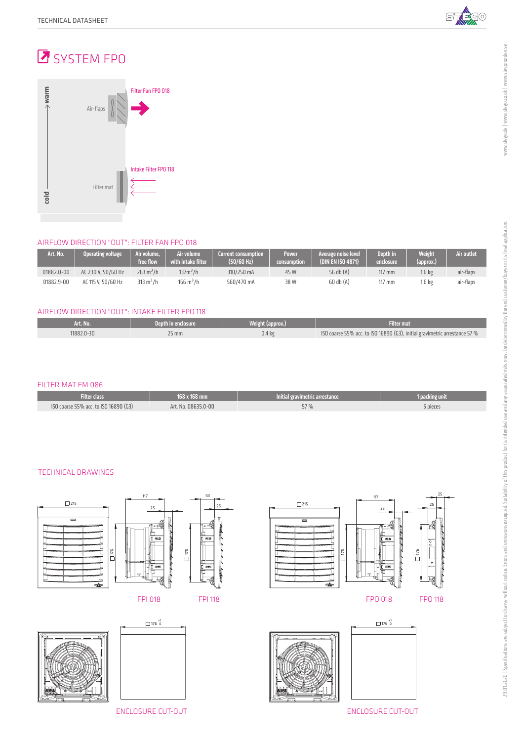# SYSTEM FPO

warm

cold

Air-flaps

Filter Fan FPO 018

Filter mat

Intake Filter FPO 118

## AIRFLOW DIRECTION "OUT": FILTER FAN FPO 018

| Art. No. | Operating voltage | Air volume, free flow | Air volume with intake filter | Current consumption (50/60 Hz) | Power consumption | Average noise level (DIN EN ISO 4871) | Depth in enclosure | Weight (approx.) | Air outlet |
|---|---|---|---|---|---|---|---|---|---|
| 01882.0-00 | AC 230 V, 50/60 Hz | 263 $m^3$/h | 137$m^3$/h | 310/250 mA | 45 W | 56 db (A) | 117 mm | 1.6 kg | air-flaps |
| 01882.9-00 | AC 115 V, 50/60 Hz | 313 $m^3$/h | 166 $m^3$/h | 560/470 mA | 38 W | 60 db (A) | 117 mm | 1.6 kg | air-flaps |

## AIRFLOW DIRECTION "OUT": INTAKE FILTER FPO 118

| Art. No. | Depth in enclosure | Weight (approx.) | Filter mat |
|---|---|---|---|
| 11882.0-30 | 25 mm | 0.4 kg | ISO coarse 55% acc. to ISO 16890 (G3), initial gravimetric arrestance 57 % |

## FILTER MAT FM 086

| Filter class | 168 x 168 mm | Initial gravimetric arrestance | 1 packing unit |
|---|---|---|---|
| ISO coarse 55% acc. to ISO 16890 (G3) | Art. No. 08635.0-00 | 57 % | 5 pieces |

## TECHNICAL DRAWINGS

□215

117

25

43

25

□176

176

FPI 018

FPI 118

□215

117

25

25

25

176

□176

FPO 018

FPO 118

□176 $^{+1}_{0}$

ENCLOSURE CUT-OUT

□176 $^{+1}_{0}$

ENCLOSURE CUT-OUT

29.01.2020 | Specifications are subject to change without notice. Errors and omissions excepted. Suitability of this product for its intended use and any associated risks must be determined by the end customer/buyer in its final application.

www.stego.de | www.stego.co.uk | www.stegonorden.se